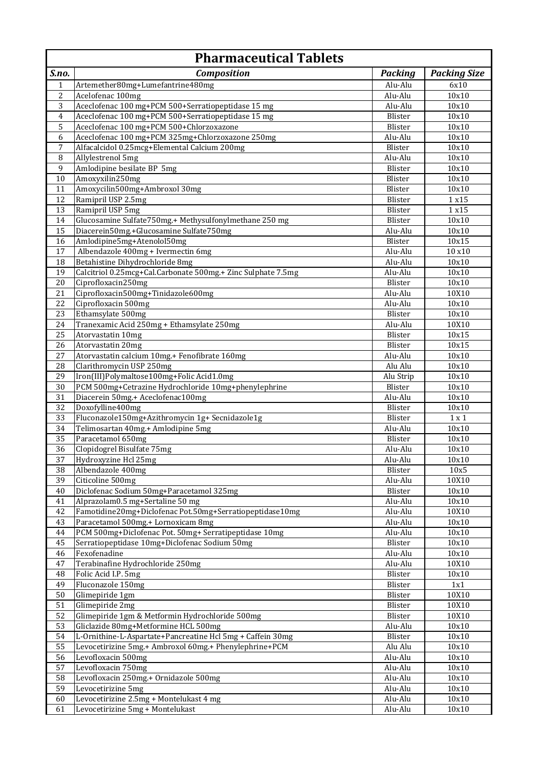# Pharmaceutical Tablets

| *S.no.* | *Composition* | *Packing* | *Packing Size* |
|---|---|---|---|
| 1 | Artemether80mg+Lumefantrine480mg | Alu-Alu | 6x10 |
| 2 | Acelofenac 100mg | Alu-Alu | 10x10 |
| 3 | Aceclofenac 100 mg+PCM 500+Serratiopeptidase 15 mg | Alu-Alu | 10x10 |
| 4 | Aceclofenac 100 mg+PCM 500+Serratiopeptidase 15 mg | Blister | 10x10 |
| 5 | Aceclofenac 100 mg+PCM 500+Chlorzoxazone | Blister | 10x10 |
| 6 | Aceclofenac 100 mg+PCM 325mg+Chlorzoxazone 250mg | Alu-Alu | 10x10 |
| 7 | Alfacalcidol 0.25mcg+Elemental Calcium 200mg | Blister | 10x10 |
| 8 | Allylestrenol 5mg | Alu-Alu | 10x10 |
| 9 | Amlodipine besilate BP 5mg | Blister | 10x10 |
| 10 | Amoxyxilin250mg | Blister | 10x10 |
| 11 | Amoxycilin500mg+Ambroxol 30mg | Blister | 10x10 |
| 12 | Ramipril USP 2.5mg | Blister | 1 x15 |
| 13 | Ramipril USP 5mg | Blister | 1 x15 |
| 14 | Glucosamine Sulfate750mg.+ Methysulfonylmethane 250 mg | Blister | 10x10 |
| 15 | Diacerein50mg.+Glucosamine Sulfate750mg | Alu-Alu | 10x10 |
| 16 | Amlodipine5mg+Atenolol50mg | Blister | 10x15 |
| 17 | Albendazole 400mg + Ivermectin 6mg | Alu-Alu | 10 x10 |
| 18 | Betahistine Dihydrochloride 8mg | Alu-Alu | 10x10 |
| 19 | Calcitriol 0.25mcg+Cal.Carbonate 500mg.+ Zinc Sulphate 7.5mg | Alu-Alu | 10x10 |
| 20 | Ciprofloxacin250mg | Blister | 10x10 |
| 21 | Ciprofloxacin500mg+Tinidazole600mg | Alu-Alu | 10X10 |
| 22 | Ciprofloxacin 500mg | Alu-Alu | 10x10 |
| 23 | Ethamsylate 500mg | Blister | 10x10 |
| 24 | Tranexamic Acid 250mg + Ethamsylate 250mg | Alu-Alu | 10X10 |
| 25 | Atorvastatin 10mg | Blister | 10x15 |
| 26 | Atorvastatin 20mg | Blister | 10x15 |
| 27 | Atorvastatin calcium 10mg.+ Fenofibrate 160mg | Alu-Alu | 10x10 |
| 28 | Clarithromycin USP 250mg | Alu Alu | 10x10 |
| 29 | Iron(III)Polymaltose100mg+Folic Acid1.0mg | Alu Strip | 10x10 |
| 30 | PCM 500mg+Cetrazine Hydrochloride 10mg+phenylephrine | Blister | 10x10 |
| 31 | Diacerein 50mg.+ Aceclofenac100mg | Alu-Alu | 10x10 |
| 32 | Doxofylline400mg | Blister | 10x10 |
| 33 | Fluconazole150mg+Azithromycin 1g+ Secnidazole1g | Blister | 1 x 1 |
| 34 | Telimosartan 40mg.+ Amlodipine 5mg | Alu-Alu | 10x10 |
| 35 | Paracetamol 650mg | Blister | 10x10 |
| 36 | Clopidogrel Bisulfate 75mg | Alu-Alu | 10x10 |
| 37 | Hydroxyzine Hcl 25mg | Alu-Alu | 10x10 |
| 38 | Albendazole 400mg | Blister | 10x5 |
| 39 | Citicoline 500mg | Alu-Alu | 10X10 |
| 40 | Diclofenac Sodium 50mg+Paracetamol 325mg | Blister | 10x10 |
| 41 | Alprazolam0.5 mg+Sertaline 50 mg | Alu-Alu | 10x10 |
| 42 | Famotidine20mg+Diclofenac Pot.50mg+Serratiopeptidase10mg | Alu-Alu | 10X10 |
| 43 | Paracetamol 500mg.+ Lornoxicam 8mg | Alu-Alu | 10x10 |
| 44 | PCM 500mg+Diclofenac Pot. 50mg+ Serratipeptidase 10mg | Alu-Alu | 10x10 |
| 45 | Serratiopeptidase 10mg+Diclofenac Sodium 50mg | Blister | 10x10 |
| 46 | Fexofenadine | Alu-Alu | 10x10 |
| 47 | Terabinafine Hydrochloride 250mg | Alu-Alu | 10X10 |
| 48 | Folic Acid I.P. 5mg | Blister | 10x10 |
| 49 | Fluconazole 150mg | Blister | 1x1 |
| 50 | Glimepiride 1gm | Blister | 10X10 |
| 51 | Glimepiride 2mg | Blister | 10X10 |
| 52 | Glimepiride 1gm & Metformin Hydrochloride 500mg | Blister | 10X10 |
| 53 | Gliclazide 80mg+Metformine HCL 500mg | Alu-Alu | 10x10 |
| 54 | L-Ornithine-L-Aspartate+Pancreatine Hcl 5mg + Caffein 30mg | Blister | 10x10 |
| 55 | Levocetirizine 5mg.+ Ambroxol 60mg.+ Phenylephrine+PCM | Alu Alu | 10x10 |
| 56 | Levofloxacin 500mg | Alu-Alu | 10x10 |
| 57 | Levofloxacin 750mg | Alu-Alu | 10x10 |
| 58 | Levofloxacin 250mg.+ Ornidazole 500mg | Alu-Alu | 10x10 |
| 59 | Levocetirizine 5mg | Alu-Alu | 10x10 |
| 60 | Levocetirizine 2.5mg + Montelukast 4 mg | Alu-Alu | 10x10 |
| 61 | Levocetirizine 5mg + Montelukast | Alu-Alu | 10x10 |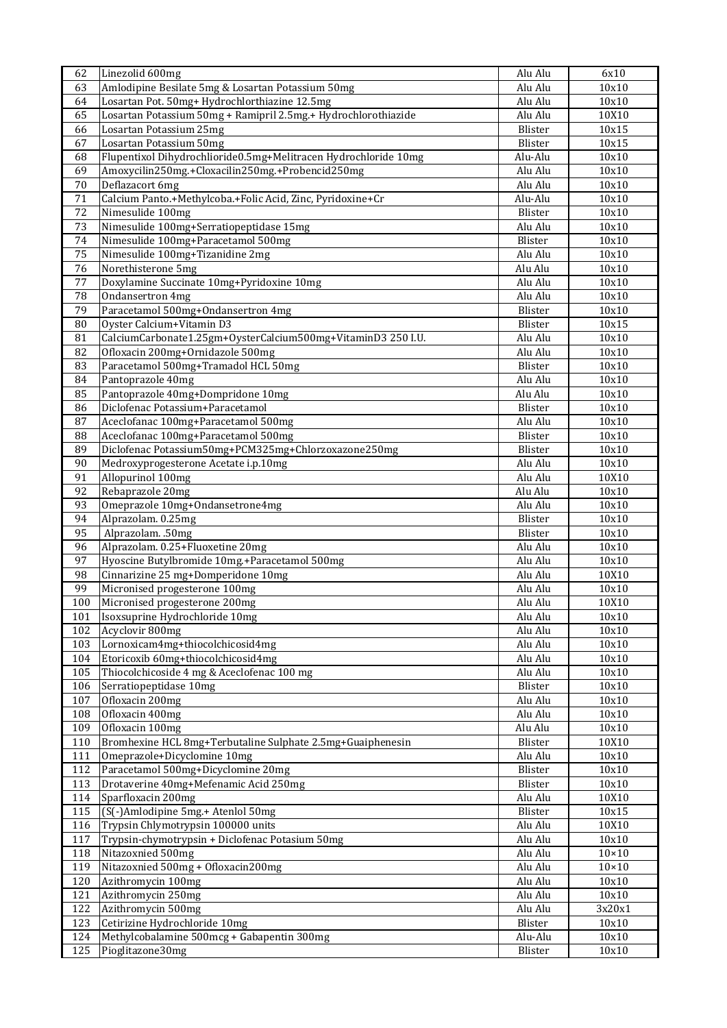| 62 | Linezolid 600mg | Alu Alu | 6x10 |
|---|---|---|---|
| 63 | Amlodipine Besilate 5mg & Losartan Potassium 50mg | Alu Alu | 10x10 |
| 64 | Losartan Pot. 50mg+ Hydrochlorthiazine 12.5mg | Alu Alu | 10x10 |
| 65 | Losartan Potassium 50mg + Ramipril 2.5mg.+ Hydrochlorothiazide | Alu Alu | 10X10 |
| 66 | Losartan Potassium 25mg | Blister | 10x15 |
| 67 | Losartan Potassium 50mg | Blister | 10x15 |
| 68 | Flupentixol Dihydrochlioride0.5mg+Melitracen Hydrochloride 10mg | Alu-Alu | 10x10 |
| 69 | Amoxycilin250mg.+Cloxacilin250mg.+Probencid250mg | Alu Alu | 10x10 |
| 70 | Deflazacort 6mg | Alu Alu | 10x10 |
| 71 | Calcium Panto.+Methylcoba.+Folic Acid, Zinc, Pyridoxine+Cr | Alu-Alu | 10x10 |
| 72 | Nimesulide 100mg | Blister | 10x10 |
| 73 | Nimesulide 100mg+Serratiopeptidase 15mg | Alu Alu | 10x10 |
| 74 | Nimesulide 100mg+Paracetamol 500mg | Blister | 10x10 |
| 75 | Nimesulide 100mg+Tizanidine 2mg | Alu Alu | 10x10 |
| 76 | Norethisterone 5mg | Alu Alu | 10x10 |
| 77 | Doxylamine Succinate 10mg+Pyridoxine 10mg | Alu Alu | 10x10 |
| 78 | Ondansertron 4mg | Alu Alu | 10x10 |
| 79 | Paracetamol 500mg+Ondansertron 4mg | Blister | 10x10 |
| 80 | Oyster Calcium+Vitamin D3 | Blister | 10x15 |
| 81 | CalciumCarbonate1.25gm+OysterCalcium500mg+VitaminD3 250 I.U. | Alu Alu | 10x10 |
| 82 | Ofloxacin 200mg+Ornidazole 500mg | Alu Alu | 10x10 |
| 83 | Paracetamol 500mg+Tramadol HCL 50mg | Blister | 10x10 |
| 84 | Pantoprazole 40mg | Alu Alu | 10x10 |
| 85 | Pantoprazole 40mg+Dompridone 10mg | Alu Alu | 10x10 |
| 86 | Diclofenac Potassium+Paracetamol | Blister | 10x10 |
| 87 | Aceclofanac 100mg+Paracetamol 500mg | Alu Alu | 10x10 |
| 88 | Aceclofanac 100mg+Paracetamol 500mg | Blister | 10x10 |
| 89 | Diclofenac Potassium50mg+PCM325mg+Chlorzoxazone250mg | Blister | 10x10 |
| 90 | Medroxyprogesterone Acetate i.p.10mg | Alu Alu | 10x10 |
| 91 | Allopurinol 100mg | Alu Alu | 10X10 |
| 92 | Rebaprazole 20mg | Alu Alu | 10x10 |
| 93 | Omeprazole 10mg+Ondansetrone4mg | Alu Alu | 10x10 |
| 94 | Alprazolam. 0.25mg | Blister | 10x10 |
| 95 | Alprazolam. .50mg | Blister | 10x10 |
| 96 | Alprazolam. 0.25+Fluoxetine 20mg | Alu Alu | 10x10 |
| 97 | Hyoscine Butylbromide 10mg.+Paracetamol 500mg | Alu Alu | 10x10 |
| 98 | Cinnarizine 25 mg+Domperidone 10mg | Alu Alu | 10X10 |
| 99 | Micronised progesterone 100mg | Alu Alu | 10x10 |
| 100 | Micronised progesterone 200mg | Alu Alu | 10X10 |
| 101 | Isoxsuprine Hydrochloride 10mg | Alu Alu | 10x10 |
| 102 | Acyclovir 800mg | Alu Alu | 10x10 |
| 103 | Lornoxicam4mg+thiocolchicosid4mg | Alu Alu | 10x10 |
| 104 | Etoricoxib 60mg+thiocolchicosid4mg | Alu Alu | 10x10 |
| 105 | Thiocolchicoside 4 mg & Aceclofenac 100 mg | Alu Alu | 10x10 |
| 106 | Serratiopeptidase 10mg | Blister | 10x10 |
| 107 | Ofloxacin 200mg | Alu Alu | 10x10 |
| 108 | Ofloxacin 400mg | Alu Alu | 10x10 |
| 109 | Ofloxacin 100mg | Alu Alu | 10x10 |
| 110 | Bromhexine HCL 8mg+Terbutaline Sulphate 2.5mg+Guaiphenesin | Blister | 10X10 |
| 111 | Omeprazole+Dicyclomine 10mg | Alu Alu | 10x10 |
| 112 | Paracetamol 500mg+Dicyclomine 20mg | Blister | 10x10 |
| 113 | Drotaverine 40mg+Mefenamic Acid 250mg | Blister | 10x10 |
| 114 | Sparfloxacin 200mg | Alu Alu | 10X10 |
| 115 | (S(-)Amlodipine 5mg.+ Atenlol 50mg | Blister | 10x15 |
| 116 | Trypsin Chlymotrypsin 100000 units | Alu Alu | 10X10 |
| 117 | Trypsin-chymotrypsin + Diclofenac Potasium 50mg | Alu Alu | 10x10 |
| 118 | Nitazoxnied 500mg | Alu Alu | 10×10 |
| 119 | Nitazoxnied 500mg + Ofloxacin200mg | Alu Alu | 10×10 |
| 120 | Azithromycin 100mg | Alu Alu | 10x10 |
| 121 | Azithromycin 250mg | Alu Alu | 10x10 |
| 122 | Azithromycin 500mg | Alu Alu | 3x20x1 |
| 123 | Cetirizine Hydrochloride 10mg | Blister | 10x10 |
| 124 | Methylcobalamine 500mcg + Gabapentin 300mg | Alu-Alu | 10x10 |
| 125 | Pioglitazone30mg | Blister | 10x10 |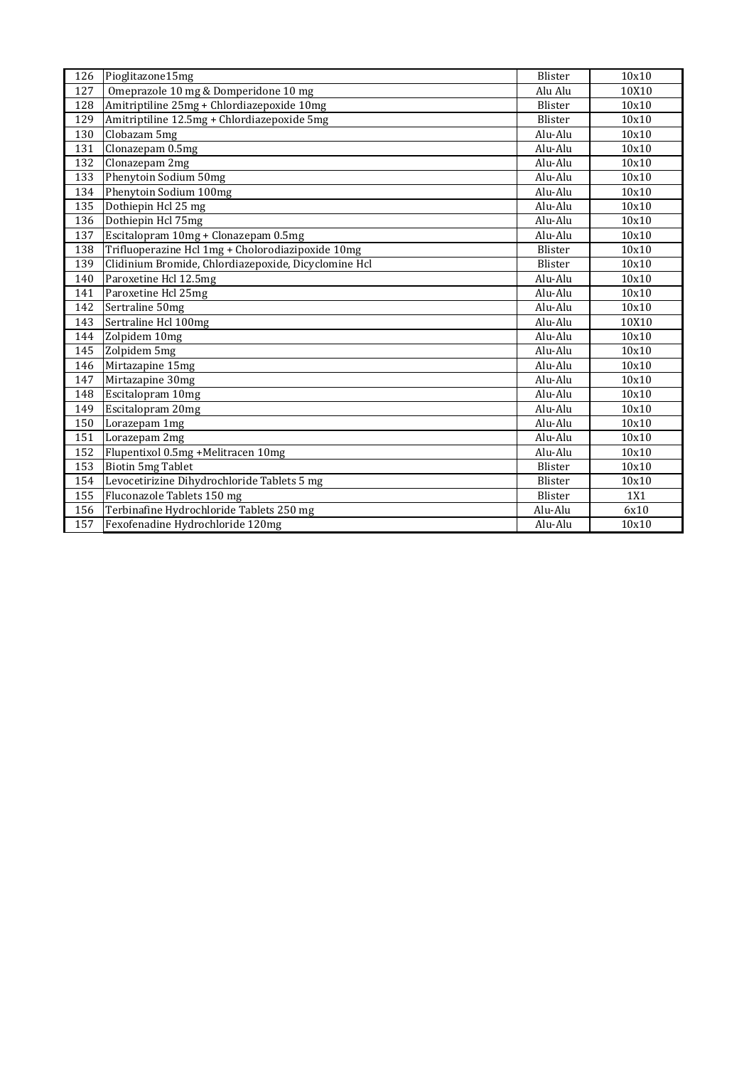| 126 | Pioglitazone15mg | Blister | 10x10 |
|---|---|---|---|
| 127 | Omeprazole 10 mg & Domperidone 10 mg | Alu Alu | 10X10 |
| 128 | Amitriptiline 25mg + Chlordiazepoxide 10mg | Blister | 10x10 |
| 129 | Amitriptiline 12.5mg + Chlordiazepoxide 5mg | Blister | 10x10 |
| 130 | Clobazam 5mg | Alu-Alu | 10x10 |
| 131 | Clonazepam 0.5mg | Alu-Alu | 10x10 |
| 132 | Clonazepam 2mg | Alu-Alu | 10x10 |
| 133 | Phenytoin Sodium 50mg | Alu-Alu | 10x10 |
| 134 | Phenytoin Sodium 100mg | Alu-Alu | 10x10 |
| 135 | Dothiepin Hcl 25 mg | Alu-Alu | 10x10 |
| 136 | Dothiepin Hcl 75mg | Alu-Alu | 10x10 |
| 137 | Escitalopram 10mg + Clonazepam 0.5mg | Alu-Alu | 10x10 |
| 138 | Trifluoperazine Hcl 1mg + Cholorodiazipoxide 10mg | Blister | 10x10 |
| 139 | Clidinium Bromide, Chlordiazepoxide, Dicyclomine Hcl | Blister | 10x10 |
| 140 | Paroxetine Hcl 12.5mg | Alu-Alu | 10x10 |
| 141 | Paroxetine Hcl 25mg | Alu-Alu | 10x10 |
| 142 | Sertraline 50mg | Alu-Alu | 10x10 |
| 143 | Sertraline Hcl 100mg | Alu-Alu | 10X10 |
| 144 | Zolpidem 10mg | Alu-Alu | 10x10 |
| 145 | Zolpidem 5mg | Alu-Alu | 10x10 |
| 146 | Mirtazapine 15mg | Alu-Alu | 10x10 |
| 147 | Mirtazapine 30mg | Alu-Alu | 10x10 |
| 148 | Escitalopram 10mg | Alu-Alu | 10x10 |
| 149 | Escitalopram 20mg | Alu-Alu | 10x10 |
| 150 | Lorazepam 1mg | Alu-Alu | 10x10 |
| 151 | Lorazepam 2mg | Alu-Alu | 10x10 |
| 152 | Flupentixol 0.5mg +Melitracen 10mg | Alu-Alu | 10x10 |
| 153 | Biotin 5mg Tablet | Blister | 10x10 |
| 154 | Levocetirizine Dihydrochloride Tablets 5 mg | Blister | 10x10 |
| 155 | Fluconazole Tablets 150 mg | Blister | 1X1 |
| 156 | Terbinafine Hydrochloride Tablets 250 mg | Alu-Alu | 6x10 |
| 157 | Fexofenadine Hydrochloride 120mg | Alu-Alu | 10x10 |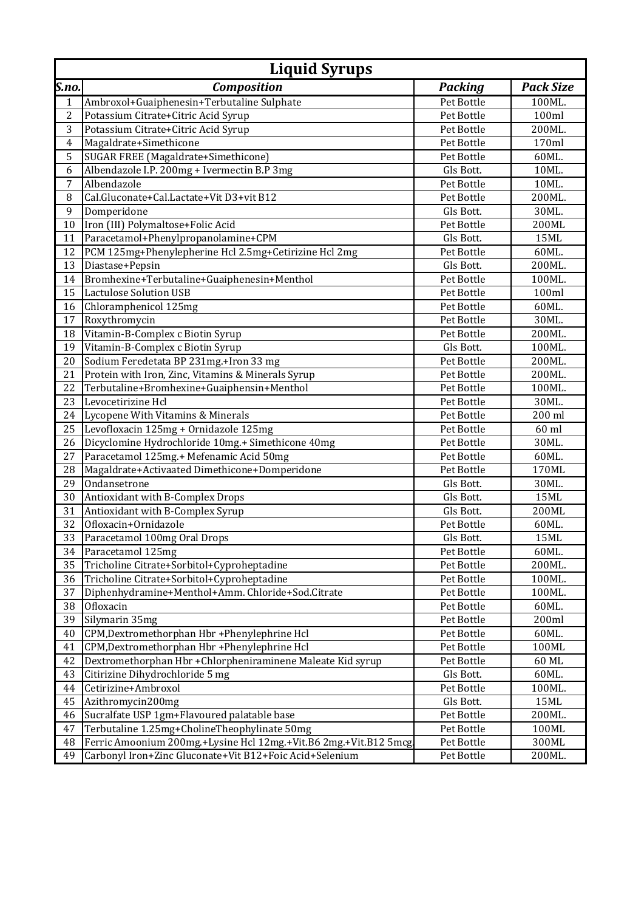## Liquid Syrups

| S.no. | Composition | Packing | Pack Size |
|---|---|---|---|
| 1 | Ambroxol+Guaiphenesin+Terbutaline Sulphate | Pet Bottle | 100ML. |
| 2 | Potassium Citrate+Citric Acid Syrup | Pet Bottle | 100ml |
| 3 | Potassium Citrate+Citric Acid Syrup | Pet Bottle | 200ML. |
| 4 | Magaldrate+Simethicone | Pet Bottle | 170ml |
| 5 | SUGAR FREE (Magaldrate+Simethicone) | Pet Bottle | 60ML. |
| 6 | Albendazole I.P. 200mg + Ivermectin B.P 3mg | Gls Bott. | 10ML. |
| 7 | Albendazole | Pet Bottle | 10ML. |
| 8 | Cal.Gluconate+Cal.Lactate+Vit D3+vit B12 | Pet Bottle | 200ML. |
| 9 | Domperidone | Gls Bott. | 30ML. |
| 10 | Iron (III) Polymaltose+Folic Acid | Pet Bottle | 200ML |
| 11 | Paracetamol+Phenylpropanolamine+CPM | Gls Bott. | 15ML |
| 12 | PCM 125mg+Phenylepherine Hcl 2.5mg+Cetirizine Hcl 2mg | Pet Bottle | 60ML. |
| 13 | Diastase+Pepsin | Gls Bott. | 200ML. |
| 14 | Bromhexine+Terbutaline+Guaiphenesin+Menthol | Pet Bottle | 100ML. |
| 15 | Lactulose Solution USB | Pet Bottle | 100ml |
| 16 | Chloramphenicol 125mg | Pet Bottle | 60ML. |
| 17 | Roxythromycin | Pet Bottle | 30ML. |
| 18 | Vitamin-B-Complex c Biotin Syrup | Pet Bottle | 200ML. |
| 19 | Vitamin-B-Complex c Biotin Syrup | Gls Bott. | 100ML. |
| 20 | Sodium Feredetata BP 231mg.+Iron 33 mg | Pet Bottle | 200ML. |
| 21 | Protein with Iron, Zinc, Vitamins & Minerals Syrup | Pet Bottle | 200ML. |
| 22 | Terbutaline+Bromhexine+Guaiphensin+Menthol | Pet Bottle | 100ML. |
| 23 | Levocetirizine Hcl | Pet Bottle | 30ML. |
| 24 | Lycopene With Vitamins & Minerals | Pet Bottle | 200 ml |
| 25 | Levofloxacin 125mg + Ornidazole 125mg | Pet Bottle | 60 ml |
| 26 | Dicyclomine Hydrochloride 10mg.+ Simethicone 40mg | Pet Bottle | 30ML. |
| 27 | Paracetamol 125mg.+ Mefenamic Acid 50mg | Pet Bottle | 60ML. |
| 28 | Magaldrate+Activaated Dimethicone+Domperidone | Pet Bottle | 170ML |
| 29 | Ondansetrone | Gls Bott. | 30ML. |
| 30 | Antioxidant with B-Complex Drops | Gls Bott. | 15ML |
| 31 | Antioxidant with B-Complex Syrup | Gls Bott. | 200ML |
| 32 | Ofloxacin+Ornidazole | Pet Bottle | 60ML. |
| 33 | Paracetamol 100mg Oral Drops | Gls Bott. | 15ML |
| 34 | Paracetamol 125mg | Pet Bottle | 60ML. |
| 35 | Tricholine Citrate+Sorbitol+Cyproheptadine | Pet Bottle | 200ML. |
| 36 | Tricholine Citrate+Sorbitol+Cyproheptadine | Pet Bottle | 100ML. |
| 37 | Diphenhydramine+Menthol+Amm. Chloride+Sod.Citrate | Pet Bottle | 100ML. |
| 38 | Ofloxacin | Pet Bottle | 60ML. |
| 39 | Silymarin 35mg | Pet Bottle | 200ml |
| 40 | CPM,Dextromethorphan Hbr +Phenylephrine Hcl | Pet Bottle | 60ML. |
| 41 | CPM,Dextromethorphan Hbr +Phenylephrine Hcl | Pet Bottle | 100ML |
| 42 | Dextromethorphan Hbr +Chlorpheniraminene Maleate Kid syrup | Pet Bottle | 60 ML |
| 43 | Citirizine Dihydrochloride 5 mg | Gls Bott. | 60ML. |
| 44 | Cetirizine+Ambroxol | Pet Bottle | 100ML. |
| 45 | Azithromycin200mg | Gls Bott. | 15ML |
| 46 | Sucralfate USP 1gm+Flavoured palatable base | Pet Bottle | 200ML. |
| 47 | Terbutaline 1.25mg+CholineTheophylinate 50mg | Pet Bottle | 100ML |
| 48 | Ferric Amoonium 200mg.+Lysine Hcl 12mg.+Vit.B6 2mg.+Vit.B12 5mcg. | Pet Bottle | 300ML |
| 49 | Carbonyl Iron+Zinc Gluconate+Vit B12+Foic Acid+Selenium | Pet Bottle | 200ML. |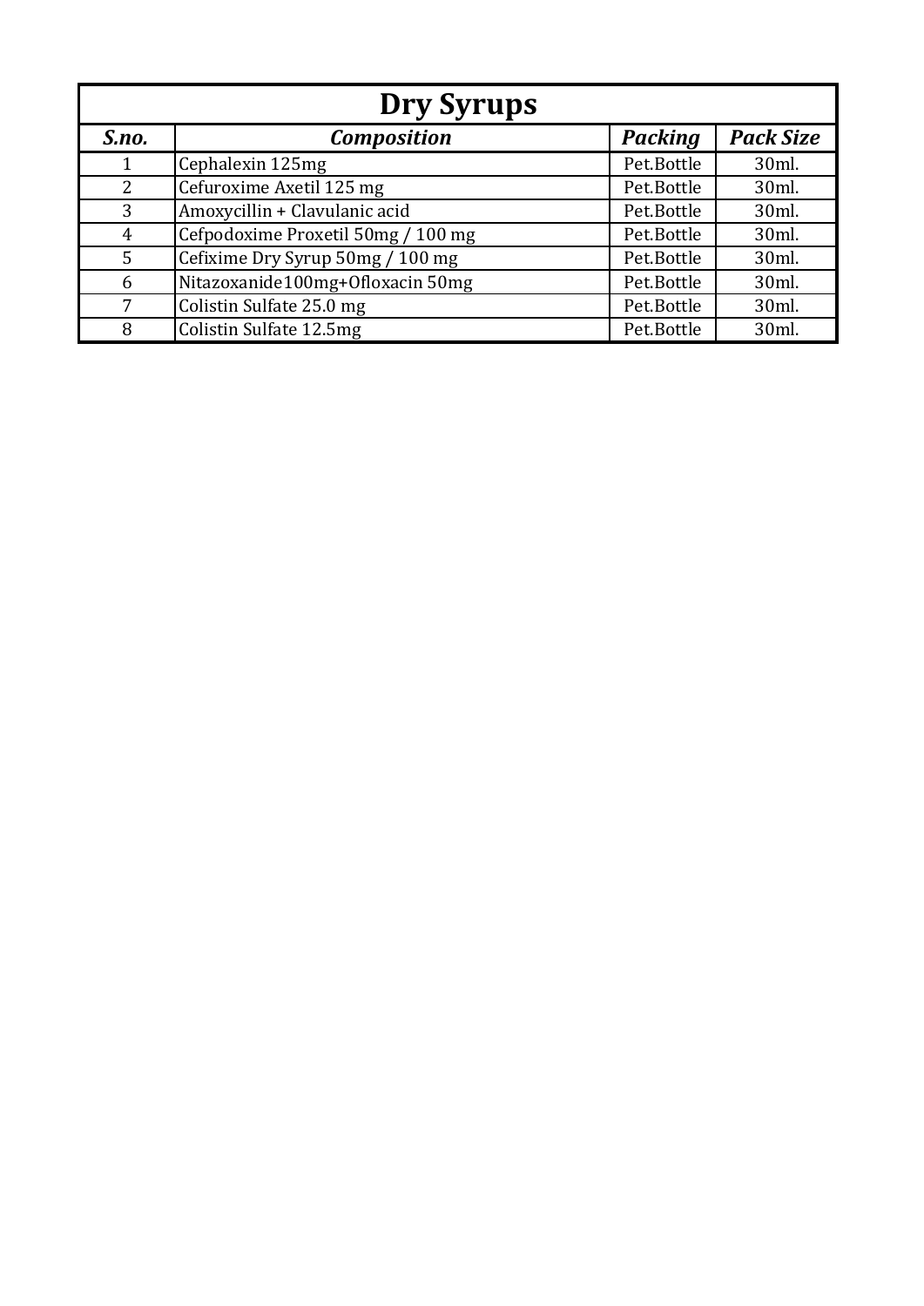## Dry Syrups

| *S.no.* | *Composition* | *Packing* | *Pack Size* |
|---|---|---|---|
| 1 | Cephalexin 125mg | Pet.Bottle | 30ml. |
| 2 | Cefuroxime Axetil 125 mg | Pet.Bottle | 30ml. |
| 3 | Amoxycillin + Clavulanic acid | Pet.Bottle | 30ml. |
| 4 | Cefpodoxime Proxetil 50mg / 100 mg | Pet.Bottle | 30ml. |
| 5 | Cefixime Dry Syrup 50mg / 100 mg | Pet.Bottle | 30ml. |
| 6 | Nitazoxanide100mg+Ofloxacin 50mg | Pet.Bottle | 30ml. |
| 7 | Colistin Sulfate 25.0 mg | Pet.Bottle | 30ml. |
| 8 | Colistin Sulfate 12.5mg | Pet.Bottle | 30ml. |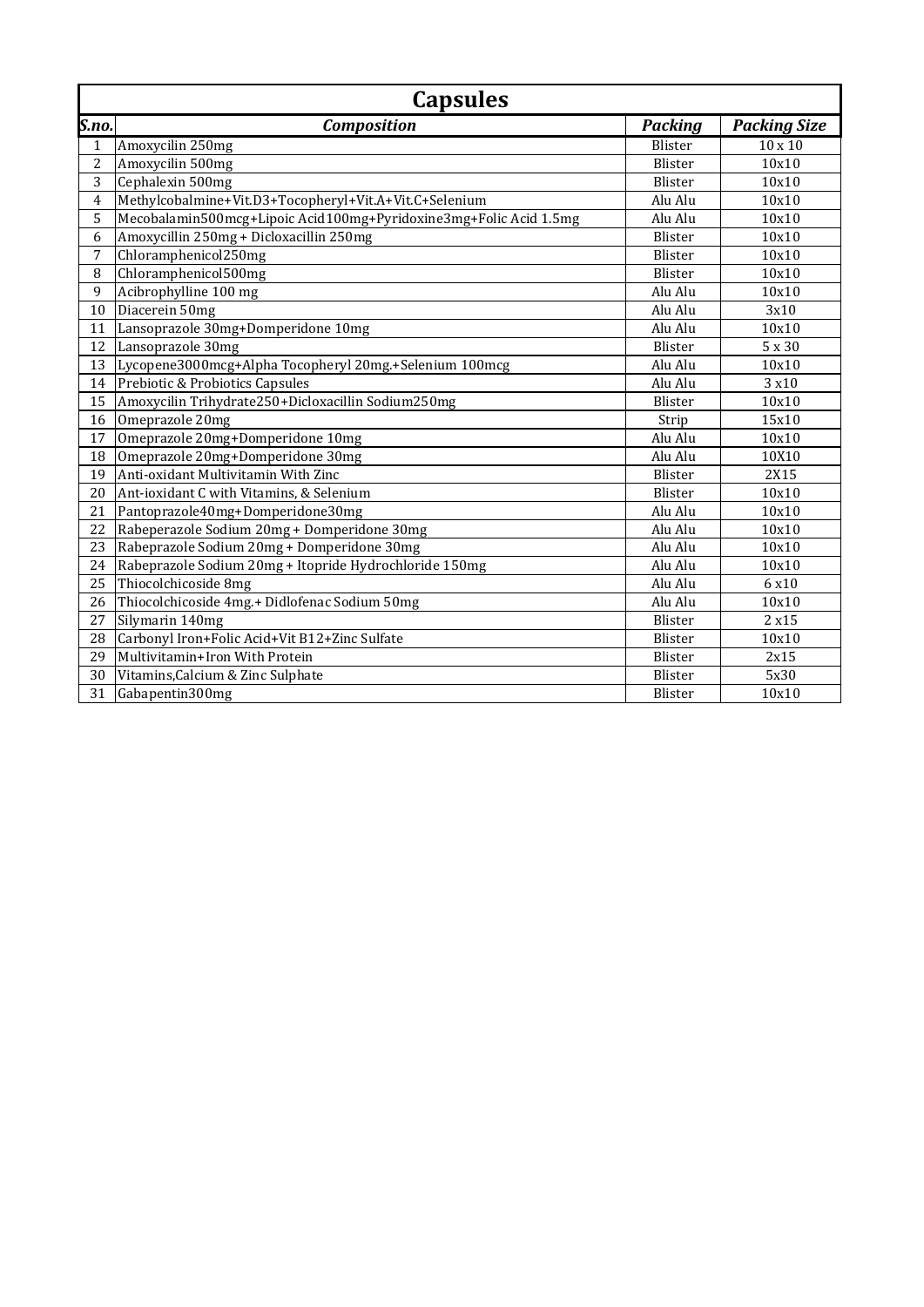# Capsules

| S.no. | Composition | Packing | Packing Size |
|---|---|---|---|
| 1 | Amoxycilin 250mg | Blister | 10 x 10 |
| 2 | Amoxycilin 500mg | Blister | 10x10 |
| 3 | Cephalexin 500mg | Blister | 10x10 |
| 4 | Methylcobalmine+Vit.D3+Tocopheryl+Vit.A+Vit.C+Selenium | Alu Alu | 10x10 |
| 5 | Mecobalamin500mcg+Lipoic Acid100mg+Pyridoxine3mg+Folic Acid 1.5mg | Alu Alu | 10x10 |
| 6 | Amoxycillin 250mg + Dicloxacillin 250mg | Blister | 10x10 |
| 7 | Chloramphenicol250mg | Blister | 10x10 |
| 8 | Chloramphenicol500mg | Blister | 10x10 |
| 9 | Acibrophylline 100 mg | Alu Alu | 10x10 |
| 10 | Diacerein 50mg | Alu Alu | 3x10 |
| 11 | Lansoprazole 30mg+Domperidone 10mg | Alu Alu | 10x10 |
| 12 | Lansoprazole 30mg | Blister | 5 x 30 |
| 13 | Lycopene3000mcg+Alpha Tocopheryl 20mg.+Selenium 100mcg | Alu Alu | 10x10 |
| 14 | Prebiotic & Probiotics Capsules | Alu Alu | 3 x10 |
| 15 | Amoxycilin Trihydrate250+Dicloxacillin Sodium250mg | Blister | 10x10 |
| 16 | Omeprazole 20mg | Strip | 15x10 |
| 17 | Omeprazole 20mg+Domperidone 10mg | Alu Alu | 10x10 |
| 18 | Omeprazole 20mg+Domperidone 30mg | Alu Alu | 10X10 |
| 19 | Anti-oxidant Multivitamin With Zinc | Blister | 2X15 |
| 20 | Ant-ioxidant C with Vitamins, & Selenium | Blister | 10x10 |
| 21 | Pantoprazole40mg+Domperidone30mg | Alu Alu | 10x10 |
| 22 | Rabeperazole Sodium 20mg + Domperidone 30mg | Alu Alu | 10x10 |
| 23 | Rabeprazole Sodium 20mg + Domperidone 30mg | Alu Alu | 10x10 |
| 24 | Rabeprazole Sodium 20mg + Itopride Hydrochloride 150mg | Alu Alu | 10x10 |
| 25 | Thiocolchicoside 8mg | Alu Alu | 6 x10 |
| 26 | Thiocolchicoside 4mg.+ Didlofenac Sodium 50mg | Alu Alu | 10x10 |
| 27 | Silymarin 140mg | Blister | 2 x15 |
| 28 | Carbonyl Iron+Folic Acid+Vit B12+Zinc Sulfate | Blister | 10x10 |
| 29 | Multivitamin+Iron With Protein | Blister | 2x15 |
| 30 | Vitamins,Calcium & Zinc Sulphate | Blister | 5x30 |
| 31 | Gabapentin300mg | Blister | 10x10 |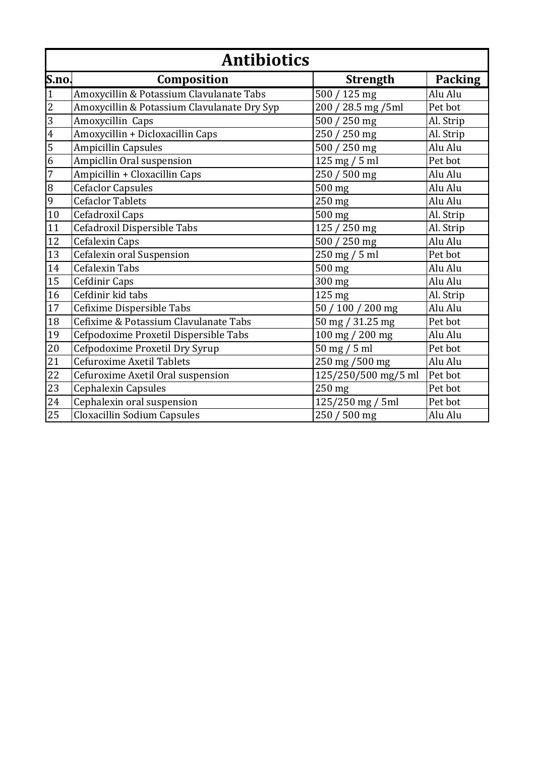# Antibiotics

| S.no. | Composition | Strength | Packing |
|---|---|---|---|
| 1 | Amoxycillin & Potassium Clavulanate Tabs | 500 / 125 mg | Alu Alu |
| 2 | Amoxycillin & Potassium Clavulanate Dry Syp | 200 / 28.5 mg /5ml | Pet bot |
| 3 | Amoxycillin  Caps | 500 / 250 mg | Al. Strip |
| 4 | Amoxycillin + Dicloxacillin Caps | 250 / 250 mg | Al. Strip |
| 5 | Ampicillin Capsules | 500 / 250 mg | Alu Alu |
| 6 | Ampicllin Oral suspension | 125 mg / 5 ml | Pet bot |
| 7 | Ampicillin + Cloxacillin Caps | 250 / 500 mg | Alu Alu |
| 8 | Cefaclor Capsules | 500 mg | Alu Alu |
| 9 | Cefaclor Tablets | 250 mg | Alu Alu |
| 10 | Cefadroxil Caps | 500 mg | Al. Strip |
| 11 | Cefadroxil Dispersible Tabs | 125 / 250 mg | Al. Strip |
| 12 | Cefalexin Caps | 500 / 250 mg | Alu Alu |
| 13 | Cefalexin oral Suspension | 250 mg / 5 ml | Pet bot |
| 14 | Cefalexin Tabs | 500 mg | Alu Alu |
| 15 | Cefdinir Caps | 300 mg | Alu Alu |
| 16 | Cefdinir kid tabs | 125 mg | Al. Strip |
| 17 | Cefixime Dispersible Tabs | 50 / 100 / 200 mg | Alu Alu |
| 18 | Cefixime & Potassium Clavulanate Tabs | 50 mg / 31.25 mg | Pet bot |
| 19 | Cefpodoxime Proxetil Dispersible Tabs | 100 mg / 200 mg | Alu Alu |
| 20 | Cefpodoxime Proxetil Dry Syrup | 50 mg / 5 ml | Pet bot |
| 21 | Cefuroxime Axetil Tablets | 250 mg /500 mg | Alu Alu |
| 22 | Cefuroxime Axetil Oral suspension | 125/250/500 mg/5 ml | Pet bot |
| 23 | Cephalexin Capsules | 250 mg | Pet bot |
| 24 | Cephalexin oral suspension | 125/250 mg / 5ml | Pet bot |
| 25 | Cloxacillin Sodium Capsules | 250 / 500 mg | Alu Alu |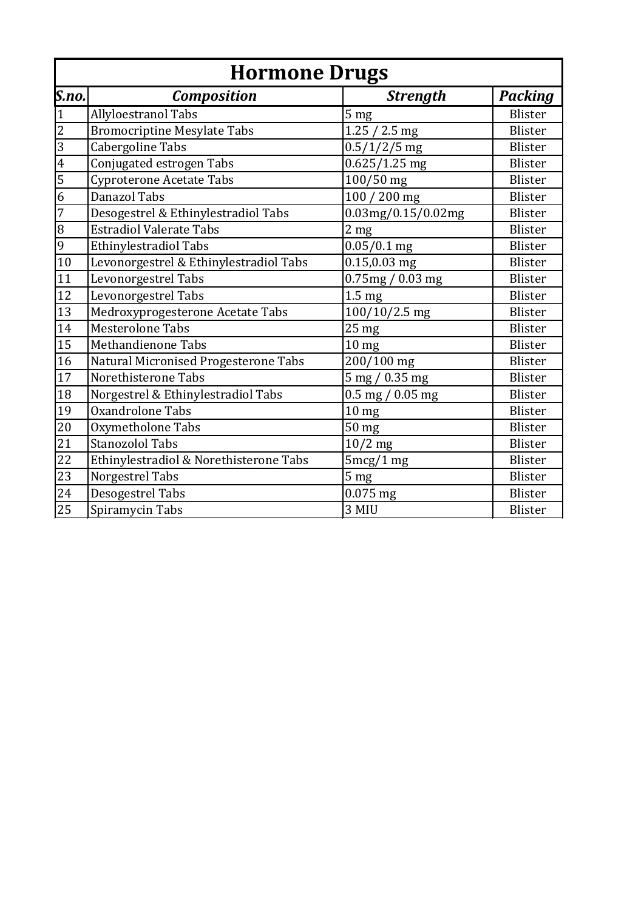# Hormone Drugs

| *S.no.* | *Composition* | *Strength* | *Packing* |
|---|---|---|---|
| 1 | Allyloestranol Tabs | 5 mg | Blister |
| 2 | Bromocriptine Mesylate Tabs | 1.25 / 2.5 mg | Blister |
| 3 | Cabergoline Tabs | 0.5/1/2/5 mg | Blister |
| 4 | Conjugated estrogen Tabs | 0.625/1.25 mg | Blister |
| 5 | Cyproterone Acetate Tabs | 100/50 mg | Blister |
| 6 | Danazol Tabs | 100 / 200 mg | Blister |
| 7 | Desogestrel & Ethinylestradiol Tabs | 0.03mg/0.15/0.02mg | Blister |
| 8 | Estradiol Valerate Tabs | 2 mg | Blister |
| 9 | Ethinylestradiol Tabs | 0.05/0.1 mg | Blister |
| 10 | Levonorgestrel & Ethinylestradiol Tabs | 0.15,0.03 mg | Blister |
| 11 | Levonorgestrel Tabs | 0.75mg / 0.03 mg | Blister |
| 12 | Levonorgestrel Tabs | 1.5 mg | Blister |
| 13 | Medroxyprogesterone Acetate Tabs | 100/10/2.5 mg | Blister |
| 14 | Mesterolone Tabs | 25 mg | Blister |
| 15 | Methandienone Tabs | 10 mg | Blister |
| 16 | Natural Micronised Progesterone Tabs | 200/100 mg | Blister |
| 17 | Norethisterone Tabs | 5 mg / 0.35 mg | Blister |
| 18 | Norgestrel & Ethinylestradiol Tabs | 0.5 mg / 0.05 mg | Blister |
| 19 | Oxandrolone Tabs | 10 mg | Blister |
| 20 | Oxymetholone Tabs | 50 mg | Blister |
| 21 | Stanozolol Tabs | 10/2 mg | Blister |
| 22 | Ethinylestradiol & Norethisterone Tabs | 5mcg/1 mg | Blister |
| 23 | Norgestrel Tabs | 5 mg | Blister |
| 24 | Desogestrel Tabs | 0.075 mg | Blister |
| 25 | Spiramycin Tabs | 3 MIU | Blister |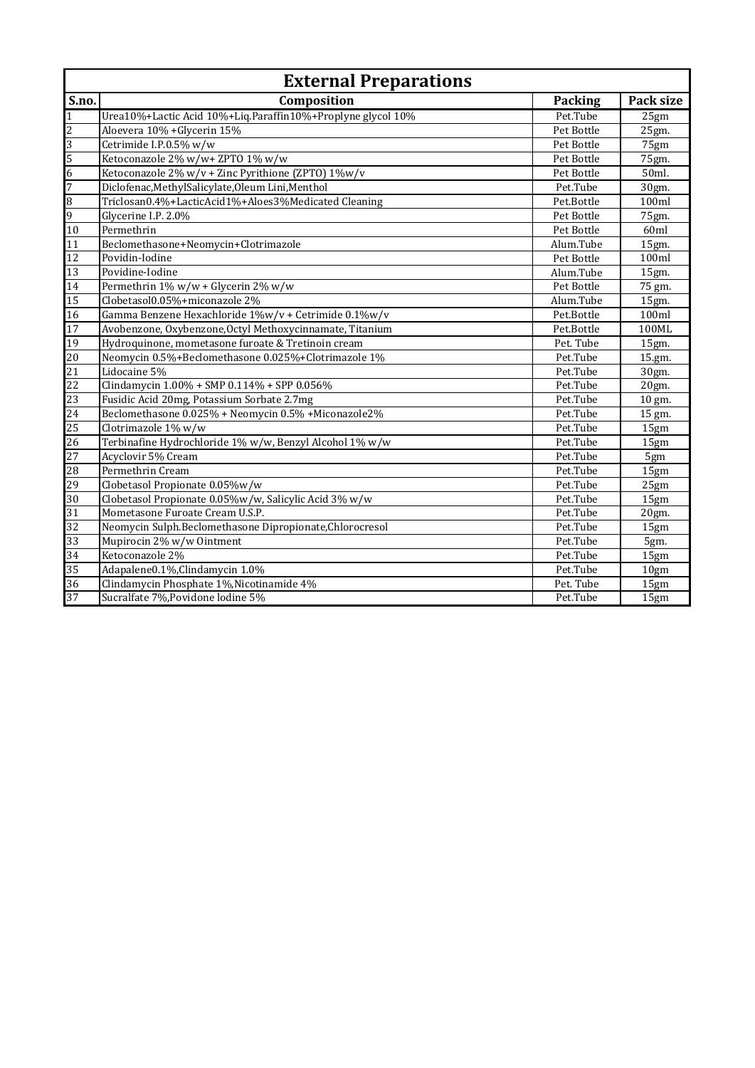# External Preparations

| S.no. | Composition | Packing | Pack size |
| --- | --- | --- | --- |
| 1 | Urea10%+Lactic Acid 10%+Liq.Paraffin10%+Proplyne glycol 10% | Pet.Tube | 25gm |
| 2 | Aloevera 10% +Glycerin 15% | Pet Bottle | 25gm. |
| 3 | Cetrimide I.P.0.5% w/w | Pet Bottle | 75gm |
| 5 | Ketoconazole 2% w/w+ ZPTO 1% w/w | Pet Bottle | 75gm. |
| 6 | Ketoconazole 2% w/v + Zinc Pyrithione (ZPTO) 1%w/v | Pet Bottle | 50ml. |
| 7 | Diclofenac,MethylSalicylate,Oleum Lini,Menthol | Pet.Tube | 30gm. |
| 8 | Triclosan0.4%+LacticAcid1%+Aloes3%Medicated Cleaning | Pet.Bottle | 100ml |
| 9 | Glycerine I.P. 2.0% | Pet Bottle | 75gm. |
| 10 | Permethrin | Pet Bottle | 60ml |
| 11 | Beclomethasone+Neomycin+Clotrimazole | Alum.Tube | 15gm. |
| 12 | Povidin-Iodine | Pet Bottle | 100ml |
| 13 | Povidine-Iodine | Alum.Tube | 15gm. |
| 14 | Permethrin 1% w/w + Glycerin 2% w/w | Pet Bottle | 75 gm. |
| 15 | Clobetasol0.05%+miconazole 2% | Alum.Tube | 15gm. |
| 16 | Gamma Benzene Hexachloride 1%w/v + Cetrimide 0.1%w/v | Pet.Bottle | 100ml |
| 17 | Avobenzone, Oxybenzone,Octyl Methoxycinnamate, Titanium | Pet.Bottle | 100ML |
| 19 | Hydroquinone, mometasone furoate & Tretinoin cream | Pet. Tube | 15gm. |
| 20 | Neomycin 0.5%+Beclomethasone 0.025%+Clotrimazole 1% | Pet.Tube | 15.gm. |
| 21 | Lidocaine 5% | Pet.Tube | 30gm. |
| 22 | Clindamycin 1.00% + SMP 0.114% + SPP 0.056% | Pet.Tube | 20gm. |
| 23 | Fusidic Acid 20mg, Potassium Sorbate 2.7mg | Pet.Tube | 10 gm. |
| 24 | Beclomethasone 0.025% + Neomycin 0.5% +Miconazole2% | Pet.Tube | 15 gm. |
| 25 | Clotrimazole 1% w/w | Pet.Tube | 15gm |
| 26 | Terbinafine Hydrochloride 1% w/w, Benzyl Alcohol 1% w/w | Pet.Tube | 15gm |
| 27 | Acyclovir 5% Cream | Pet.Tube | 5gm |
| 28 | Permethrin Cream | Pet.Tube | 15gm |
| 29 | Clobetasol Propionate 0.05%w/w | Pet.Tube | 25gm |
| 30 | Clobetasol Propionate 0.05%w/w, Salicylic Acid 3% w/w | Pet.Tube | 15gm |
| 31 | Mometasone Furoate Cream U.S.P. | Pet.Tube | 20gm. |
| 32 | Neomycin Sulph.Beclomethasone Dipropionate,Chlorocresol | Pet.Tube | 15gm |
| 33 | Mupirocin 2% w/w Ointment | Pet.Tube | 5gm. |
| 34 | Ketoconazole 2% | Pet.Tube | 15gm |
| 35 | Adapalene0.1%,Clindamycin 1.0% | Pet.Tube | 10gm |
| 36 | Clindamycin Phosphate 1%,Nicotinamide 4% | Pet. Tube | 15gm |
| 37 | Sucralfate 7%,Povidone Iodine 5% | Pet.Tube | 15gm |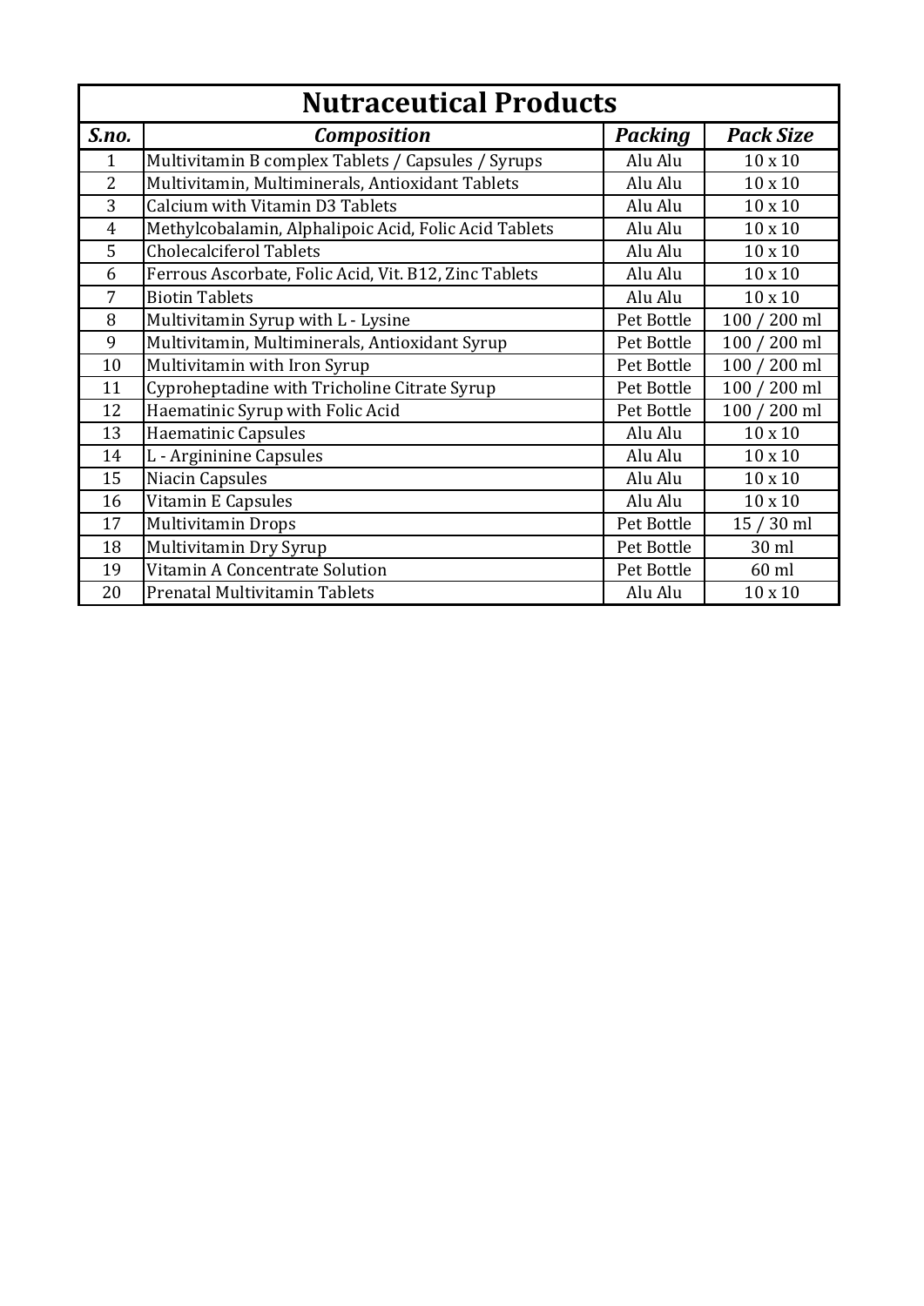# Nutraceutical Products

| S.no. | Composition | Packing | Pack Size |
|---|---|---|---|
| 1 | Multivitamin B complex Tablets / Capsules / Syrups | Alu Alu | 10 x 10 |
| 2 | Multivitamin, Multiminerals, Antioxidant Tablets | Alu Alu | 10 x 10 |
| 3 | Calcium with Vitamin D3 Tablets | Alu Alu | 10 x 10 |
| 4 | Methylcobalamin, Alphalipoic Acid, Folic Acid Tablets | Alu Alu | 10 x 10 |
| 5 | Cholecalciferol Tablets | Alu Alu | 10 x 10 |
| 6 | Ferrous Ascorbate, Folic Acid, Vit. B12, Zinc Tablets | Alu Alu | 10 x 10 |
| 7 | Biotin Tablets | Alu Alu | 10 x 10 |
| 8 | Multivitamin Syrup with L - Lysine | Pet Bottle | 100 / 200 ml |
| 9 | Multivitamin, Multiminerals, Antioxidant Syrup | Pet Bottle | 100 / 200 ml |
| 10 | Multivitamin with Iron Syrup | Pet Bottle | 100 / 200 ml |
| 11 | Cyproheptadine with Tricholine Citrate Syrup | Pet Bottle | 100 / 200 ml |
| 12 | Haematinic Syrup with Folic Acid | Pet Bottle | 100 / 200 ml |
| 13 | Haematinic Capsules | Alu Alu | 10 x 10 |
| 14 | L - Argininine Capsules | Alu Alu | 10 x 10 |
| 15 | Niacin Capsules | Alu Alu | 10 x 10 |
| 16 | Vitamin E Capsules | Alu Alu | 10 x 10 |
| 17 | Multivitamin Drops | Pet Bottle | 15 / 30 ml |
| 18 | Multivitamin Dry Syrup | Pet Bottle | 30 ml |
| 19 | Vitamin A Concentrate Solution | Pet Bottle | 60 ml |
| 20 | Prenatal Multivitamin Tablets | Alu Alu | 10 x 10 |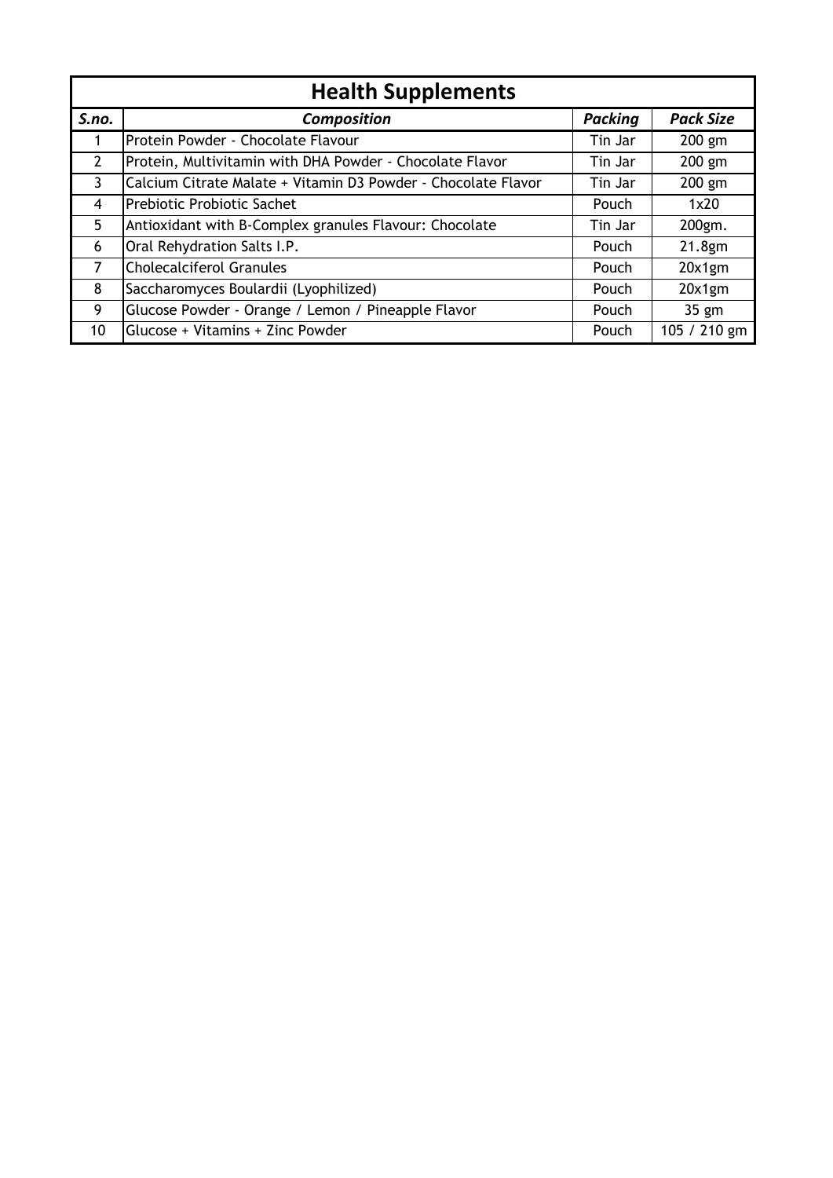## Health Supplements

| *S.no.* | *Composition* | *Packing* | *Pack Size* |
|---|---|---|---|
| 1 | Protein Powder - Chocolate Flavour | Tin Jar | 200 gm |
| 2 | Protein, Multivitamin with DHA Powder - Chocolate Flavor | Tin Jar | 200 gm |
| 3 | Calcium Citrate Malate + Vitamin D3 Powder - Chocolate Flavor | Tin Jar | 200 gm |
| 4 | Prebiotic Probiotic Sachet | Pouch | 1x20 |
| 5 | Antioxidant with B-Complex granules Flavour: Chocolate | Tin Jar | 200gm. |
| 6 | Oral Rehydration Salts I.P. | Pouch | 21.8gm |
| 7 | Cholecalciferol Granules | Pouch | 20x1gm |
| 8 | Saccharomyces Boulardii (Lyophilized) | Pouch | 20x1gm |
| 9 | Glucose Powder - Orange / Lemon / Pineapple Flavor | Pouch | 35 gm |
| 10 | Glucose + Vitamins + Zinc Powder | Pouch | 105 / 210 gm |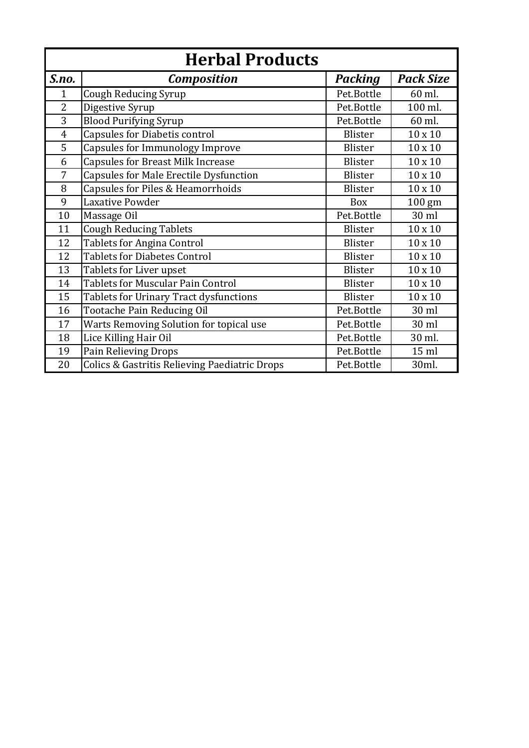# Herbal Products

| ***S.no.*** | ***Composition*** | ***Packing*** | ***Pack Size*** |
|---|---|---|---|
| 1 | Cough Reducing Syrup | Pet.Bottle | 60 ml. |
| 2 | Digestive Syrup | Pet.Bottle | 100 ml. |
| 3 | Blood Purifying Syrup | Pet.Bottle | 60 ml. |
| 4 | Capsules for Diabetis control | Blister | 10 x 10 |
| 5 | Capsules for Immunology Improve | Blister | 10 x 10 |
| 6 | Capsules for Breast Milk Increase | Blister | 10 x 10 |
| 7 | Capsules for Male Erectile Dysfunction | Blister | 10 x 10 |
| 8 | Capsules for Piles & Heamorrhoids | Blister | 10 x 10 |
| 9 | Laxative Powder | Box | 100 gm |
| 10 | Massage Oil | Pet.Bottle | 30 ml |
| 11 | Cough Reducing Tablets | Blister | 10 x 10 |
| 12 | Tablets for Angina Control | Blister | 10 x 10 |
| 12 | Tablets for Diabetes Control | Blister | 10 x 10 |
| 13 | Tablets for Liver upset | Blister | 10 x 10 |
| 14 | Tablets for Muscular Pain Control | Blister | 10 x 10 |
| 15 | Tablets for Urinary Tract dysfunctions | Blister | 10 x 10 |
| 16 | Tootache Pain Reducing Oil | Pet.Bottle | 30 ml |
| 17 | Warts Removing Solution for topical use | Pet.Bottle | 30 ml |
| 18 | Lice Killing Hair Oil | Pet.Bottle | 30 ml. |
| 19 | Pain Relieving Drops | Pet.Bottle | 15 ml |
| 20 | Colics & Gastritis Relieving Paediatric Drops | Pet.Bottle | 30ml. |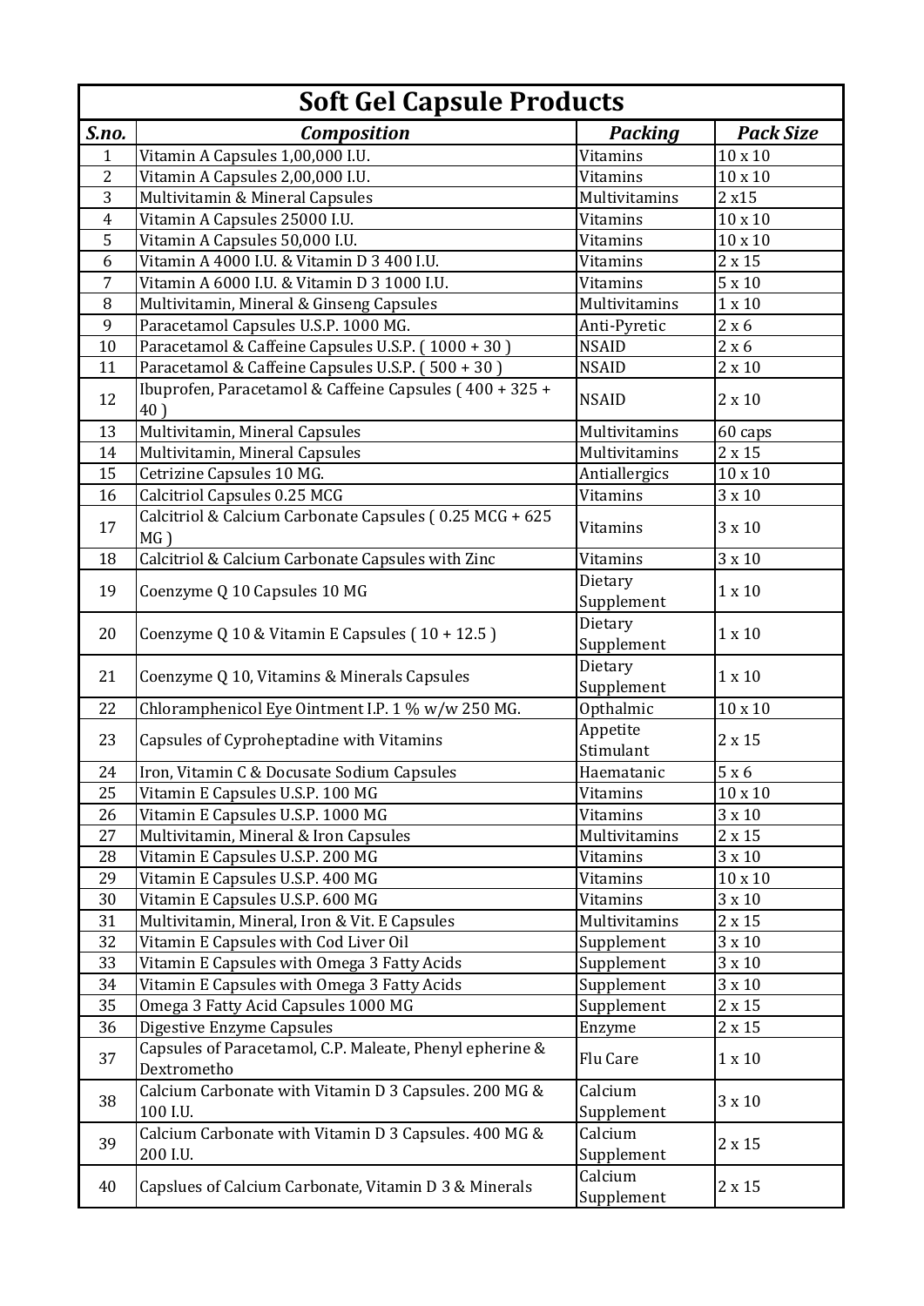# Soft Gel Capsule Products

| S.no. | Composition | Packing | Pack Size |
|---|---|---|---|
| 1 | Vitamin A Capsules 1,00,000 I.U. | Vitamins | 10 x 10 |
| 2 | Vitamin A Capsules 2,00,000 I.U. | Vitamins | 10 x 10 |
| 3 | Multivitamin & Mineral Capsules | Multivitamins | 2 x15 |
| 4 | Vitamin A Capsules 25000 I.U. | Vitamins | 10 x 10 |
| 5 | Vitamin A Capsules 50,000 I.U. | Vitamins | 10 x 10 |
| 6 | Vitamin A 4000 I.U. & Vitamin D 3 400 I.U. | Vitamins | 2 x 15 |
| 7 | Vitamin A 6000 I.U. & Vitamin D 3 1000 I.U. | Vitamins | 5 x 10 |
| 8 | Multivitamin, Mineral & Ginseng Capsules | Multivitamins | 1 x 10 |
| 9 | Paracetamol Capsules U.S.P. 1000 MG. | Anti-Pyretic | 2 x 6 |
| 10 | Paracetamol & Caffeine Capsules U.S.P. ( 1000 + 30 ) | NSAID | 2 x 6 |
| 11 | Paracetamol & Caffeine Capsules U.S.P. ( 500 + 30 ) | NSAID | 2 x 10 |
| 12 | Ibuprofen, Paracetamol & Caffeine Capsules ( 400 + 325 + 40 ) | NSAID | 2 x 10 |
| 13 | Multivitamin, Mineral Capsules | Multivitamins | 60 caps |
| 14 | Multivitamin, Mineral Capsules | Multivitamins | 2 x 15 |
| 15 | Cetrizine Capsules 10 MG. | Antiallergics | 10 x 10 |
| 16 | Calcitriol Capsules 0.25 MCG | Vitamins | 3 x 10 |
| 17 | Calcitriol & Calcium Carbonate Capsules ( 0.25 MCG + 625 MG ) | Vitamins | 3 x 10 |
| 18 | Calcitriol & Calcium Carbonate Capsules with Zinc | Vitamins | 3 x 10 |
| 19 | Coenzyme Q 10 Capsules 10 MG | Dietary Supplement | 1 x 10 |
| 20 | Coenzyme Q 10 & Vitamin E Capsules ( 10 + 12.5 ) | Dietary Supplement | 1 x 10 |
| 21 | Coenzyme Q 10, Vitamins & Minerals Capsules | Dietary Supplement | 1 x 10 |
| 22 | Chloramphenicol Eye Ointment I.P. 1 % w/w 250 MG. | Opthalmic | 10 x 10 |
| 23 | Capsules of Cyproheptadine with Vitamins | Appetite Stimulant | 2 x 15 |
| 24 | Iron, Vitamin C & Docusate Sodium Capsules | Haematanic | 5 x 6 |
| 25 | Vitamin E Capsules U.S.P. 100 MG | Vitamins | 10 x 10 |
| 26 | Vitamin E Capsules U.S.P. 1000 MG | Vitamins | 3 x 10 |
| 27 | Multivitamin, Mineral & Iron Capsules | Multivitamins | 2 x 15 |
| 28 | Vitamin E Capsules U.S.P. 200 MG | Vitamins | 3 x 10 |
| 29 | Vitamin E Capsules U.S.P. 400 MG | Vitamins | 10 x 10 |
| 30 | Vitamin E Capsules U.S.P. 600 MG | Vitamins | 3 x 10 |
| 31 | Multivitamin, Mineral, Iron & Vit. E Capsules | Multivitamins | 2 x 15 |
| 32 | Vitamin E Capsules with Cod Liver Oil | Supplement | 3 x 10 |
| 33 | Vitamin E Capsules with Omega 3 Fatty Acids | Supplement | 3 x 10 |
| 34 | Vitamin E Capsules with Omega 3 Fatty Acids | Supplement | 3 x 10 |
| 35 | Omega 3 Fatty Acid Capsules 1000 MG | Supplement | 2 x 15 |
| 36 | Digestive Enzyme Capsules | Enzyme | 2 x 15 |
| 37 | Capsules of Paracetamol, C.P. Maleate, Phenyl epherine & Dextrometho | Flu Care | 1 x 10 |
| 38 | Calcium Carbonate with Vitamin D 3 Capsules. 200 MG & 100 I.U. | Calcium Supplement | 3 x 10 |
| 39 | Calcium Carbonate with Vitamin D 3 Capsules. 400 MG & 200 I.U. | Calcium Supplement | 2 x 15 |
| 40 | Capslues of Calcium Carbonate, Vitamin D 3 & Minerals | Calcium Supplement | 2 x 15 |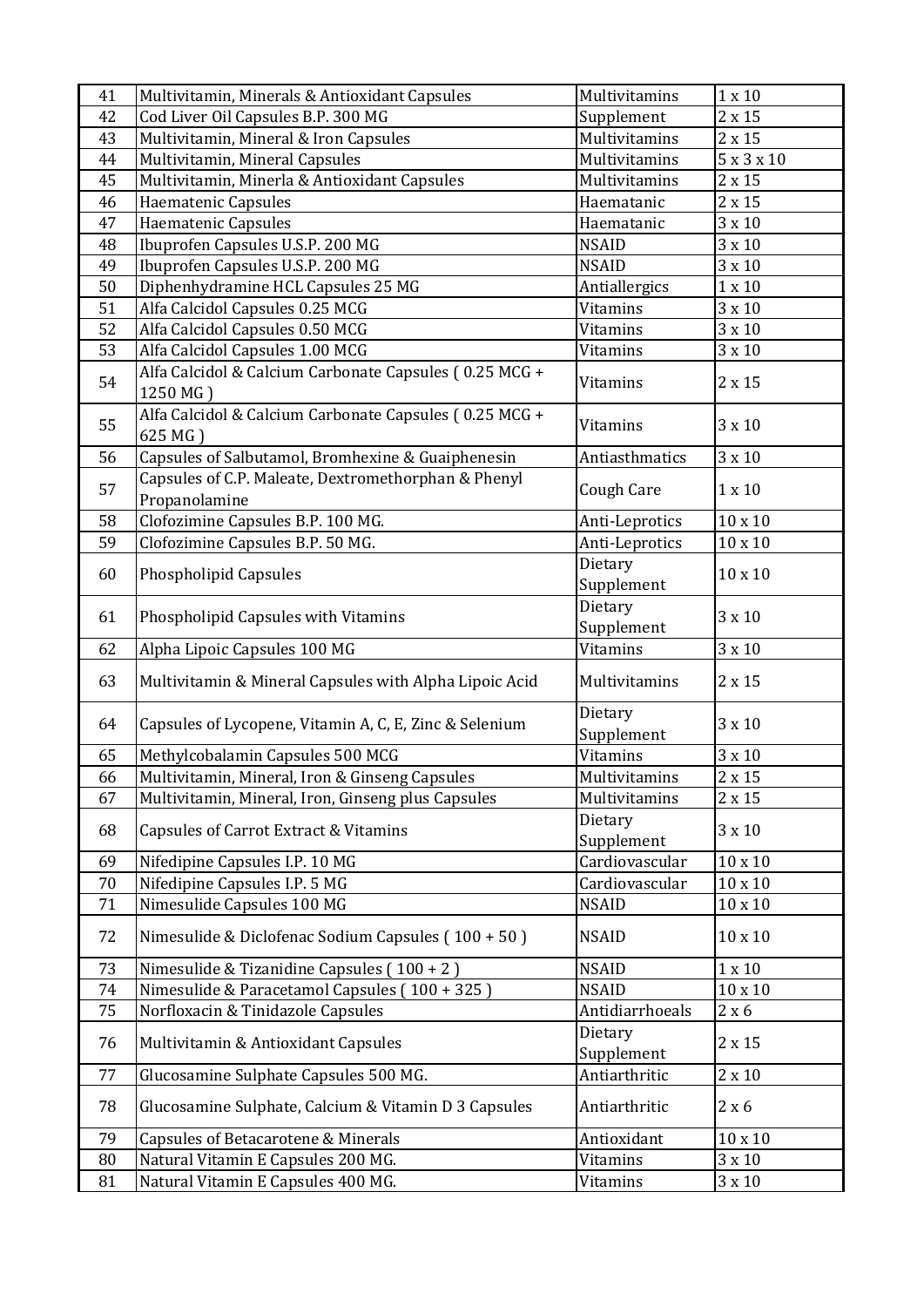| 41 | Multivitamin, Minerals & Antioxidant Capsules | Multivitamins | 1 x 10 |
|---|---|---|---|
| 42 | Cod Liver Oil Capsules B.P. 300 MG | Supplement | 2 x 15 |
| 43 | Multivitamin, Mineral & Iron Capsules | Multivitamins | 2 x 15 |
| 44 | Multivitamin, Mineral Capsules | Multivitamins | 5 x 3 x 10 |
| 45 | Multivitamin, Minerla & Antioxidant Capsules | Multivitamins | 2 x 15 |
| 46 | Haematenic Capsules | Haematanic | 2 x 15 |
| 47 | Haematenic Capsules | Haematanic | 3 x 10 |
| 48 | Ibuprofen Capsules U.S.P. 200 MG | NSAID | 3 x 10 |
| 49 | Ibuprofen Capsules U.S.P. 200 MG | NSAID | 3 x 10 |
| 50 | Diphenhydramine HCL Capsules 25 MG | Antiallergics | 1 x 10 |
| 51 | Alfa Calcidol Capsules 0.25 MCG | Vitamins | 3 x 10 |
| 52 | Alfa Calcidol Capsules 0.50 MCG | Vitamins | 3 x 10 |
| 53 | Alfa Calcidol Capsules 1.00 MCG | Vitamins | 3 x 10 |
| 54 | Alfa Calcidol & Calcium Carbonate Capsules ( 0.25 MCG + 1250 MG ) | Vitamins | 2 x 15 |
| 55 | Alfa Calcidol & Calcium Carbonate Capsules ( 0.25 MCG + 625 MG ) | Vitamins | 3 x 10 |
| 56 | Capsules of Salbutamol, Bromhexine & Guaiphenesin | Antiasthmatics | 3 x 10 |
| 57 | Capsules of C.P. Maleate, Dextromethorphan & Phenyl Propanolamine | Cough Care | 1 x 10 |
| 58 | Clofozimine Capsules B.P. 100 MG. | Anti-Leprotics | 10 x 10 |
| 59 | Clofozimine Capsules B.P. 50 MG. | Anti-Leprotics | 10 x 10 |
| 60 | Phospholipid Capsules | Dietary Supplement | 10 x 10 |
| 61 | Phospholipid Capsules with Vitamins | Dietary Supplement | 3 x 10 |
| 62 | Alpha Lipoic Capsules 100 MG | Vitamins | 3 x 10 |
| 63 | Multivitamin & Mineral Capsules with Alpha Lipoic Acid | Multivitamins | 2 x 15 |
| 64 | Capsules of Lycopene, Vitamin A, C, E, Zinc & Selenium | Dietary Supplement | 3 x 10 |
| 65 | Methylcobalamin Capsules 500 MCG | Vitamins | 3 x 10 |
| 66 | Multivitamin, Mineral, Iron & Ginseng Capsules | Multivitamins | 2 x 15 |
| 67 | Multivitamin, Mineral, Iron, Ginseng plus Capsules | Multivitamins | 2 x 15 |
| 68 | Capsules of Carrot Extract & Vitamins | Dietary Supplement | 3 x 10 |
| 69 | Nifedipine Capsules I.P. 10 MG | Cardiovascular | 10 x 10 |
| 70 | Nifedipine Capsules I.P. 5 MG | Cardiovascular | 10 x 10 |
| 71 | Nimesulide Capsules 100 MG | NSAID | 10 x 10 |
| 72 | Nimesulide & Diclofenac Sodium Capsules ( 100 + 50 ) | NSAID | 10 x 10 |
| 73 | Nimesulide & Tizanidine Capsules ( 100 + 2 ) | NSAID | 1 x 10 |
| 74 | Nimesulide & Paracetamol Capsules ( 100 + 325 ) | NSAID | 10 x 10 |
| 75 | Norfloxacin & Tinidazole Capsules | Antidiarrhoeals | 2 x 6 |
| 76 | Multivitamin & Antioxidant Capsules | Dietary Supplement | 2 x 15 |
| 77 | Glucosamine Sulphate Capsules 500 MG. | Antiarthritic | 2 x 10 |
| 78 | Glucosamine Sulphate, Calcium & Vitamin D 3 Capsules | Antiarthritic | 2 x 6 |
| 79 | Capsules of Betacarotene & Minerals | Antioxidant | 10 x 10 |
| 80 | Natural Vitamin E Capsules 200 MG. | Vitamins | 3 x 10 |
| 81 | Natural Vitamin E Capsules 400 MG. | Vitamins | 3 x 10 |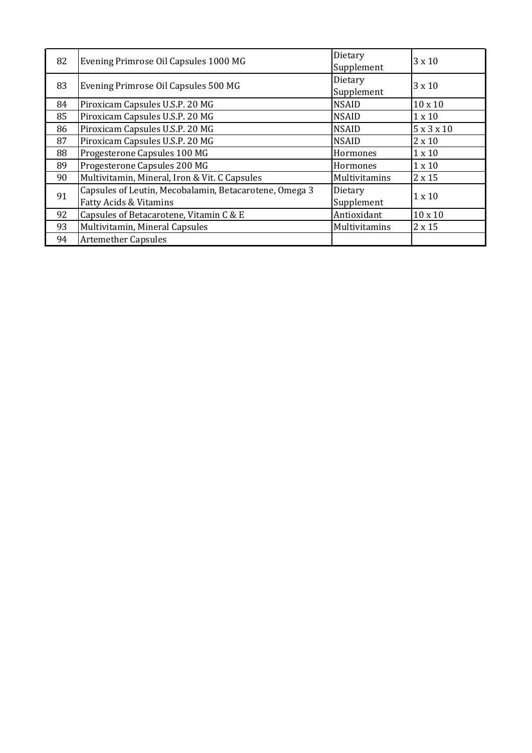| | | | |
|---|---|---|---|
| 82 | Evening Primrose Oil Capsules 1000 MG | Dietary Supplement | 3 x 10 |
| 83 | Evening Primrose Oil Capsules 500 MG | Dietary Supplement | 3 x 10 |
| 84 | Piroxicam Capsules U.S.P. 20 MG | NSAID | 10 x 10 |
| 85 | Piroxicam Capsules U.S.P. 20 MG | NSAID | 1 x 10 |
| 86 | Piroxicam Capsules U.S.P. 20 MG | NSAID | 5 x 3 x 10 |
| 87 | Piroxicam Capsules U.S.P. 20 MG | NSAID | 2 x 10 |
| 88 | Progesterone Capsules 100 MG | Hormones | 1 x 10 |
| 89 | Progesterone Capsules 200 MG | Hormones | 1 x 10 |
| 90 | Multivitamin, Mineral, Iron & Vit. C Capsules | Multivitamins | 2 x 15 |
| 91 | Capsules of Leutin, Mecobalamin, Betacarotene, Omega 3 Fatty Acids & Vitamins | Dietary Supplement | 1 x 10 |
| 92 | Capsules of Betacarotene, Vitamin C & E | Antioxidant | 10 x 10 |
| 93 | Multivitamin, Mineral Capsules | Multivitamins | 2 x 15 |
| 94 | Artemether Capsules | | |